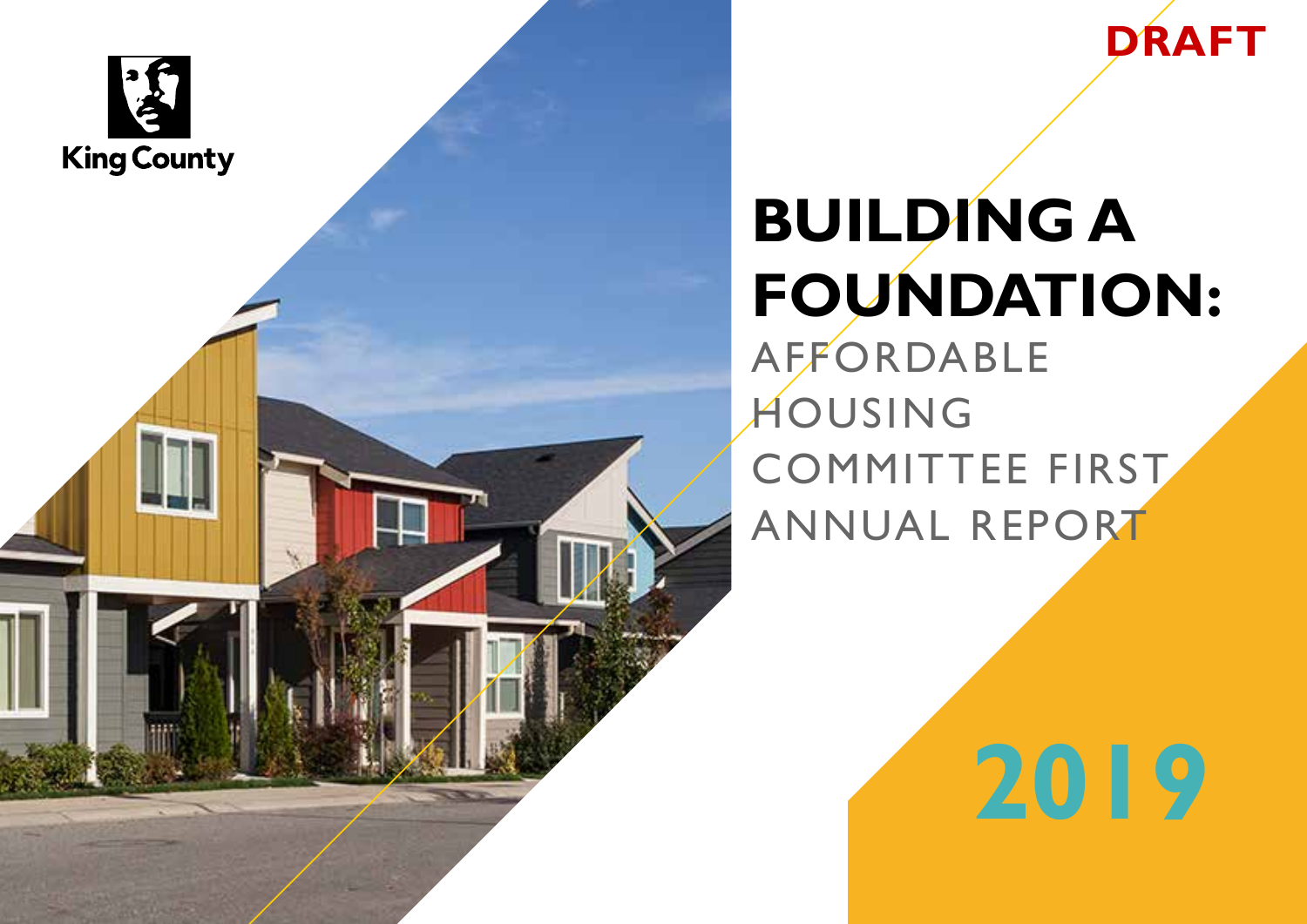King County

DRAFT

# BUILDING A FOUNDATION:

## AFFORDABLE HOUSING COMMITTEE FIRST ANNUAL REPORT

2019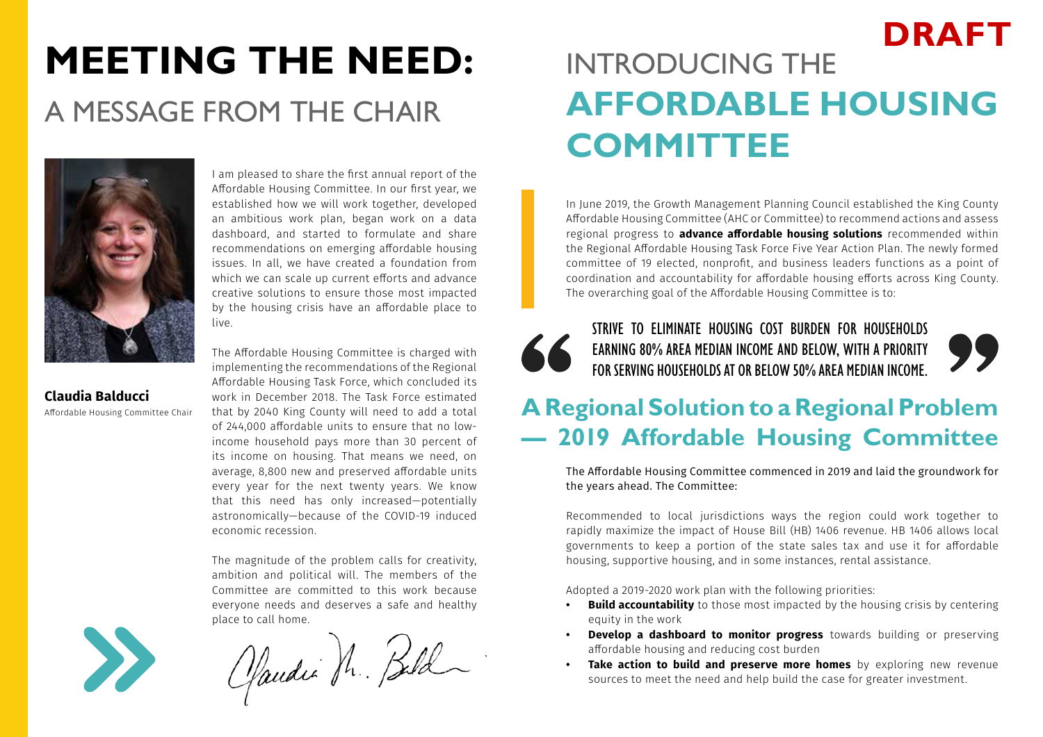# MEETING THE NEED:

## A MESSAGE FROM THE CHAIR

I am pleased to share the first annual report of the Affordable Housing Committee. In our first year, we established how we will work together, developed an ambitious work plan, began work on a data dashboard, and started to formulate and share recommendations on emerging affordable housing issues. In all, we have created a foundation from which we can scale up current efforts and advance creative solutions to ensure those most impacted by the housing crisis have an affordable place to live.

The Affordable Housing Committee is charged with implementing the recommendations of the Regional Affordable Housing Task Force, which concluded its work in December 2018. The Task Force estimated that by 2040 King County will need to add a total of 244,000 affordable units to ensure that no low-income household pays more than 30 percent of its income on housing. That means we need, on average, 8,800 new and preserved affordable units every year for the next twenty years. We know that this need has only increased—potentially astronomically—because of the COVID-19 induced economic recession.

The magnitude of the problem calls for creativity, ambition and political will. The members of the Committee are committed to this work because everyone needs and deserves a safe and healthy place to call home.

**Claudia Balducci**
Affordable Housing Committee Chair

DRAFT

# INTRODUCING THE AFFORDABLE HOUSING COMMITTEE

In June 2019, the Growth Management Planning Council established the King County Affordable Housing Committee (AHC or Committee) to recommend actions and assess regional progress to **advance affordable housing solutions** recommended within the Regional Affordable Housing Task Force Five Year Action Plan. The newly formed committee of 19 elected, nonprofit, and business leaders functions as a point of coordination and accountability for affordable housing efforts across King County. The overarching goal of the Affordable Housing Committee is to:

> “STRIVE TO ELIMINATE HOUSING COST BURDEN FOR HOUSEHOLDS EARNING 80% AREA MEDIAN INCOME AND BELOW, WITH A PRIORITY FOR SERVING HOUSEHOLDS AT OR BELOW 50% AREA MEDIAN INCOME.”

## A Regional Solution to a Regional Problem — 2019 Affordable Housing Committee

The Affordable Housing Committee commenced in 2019 and laid the groundwork for the years ahead. The Committee:

Recommended to local jurisdictions ways the region could work together to rapidly maximize the impact of House Bill (HB) 1406 revenue. HB 1406 allows local governments to keep a portion of the state sales tax and use it for affordable housing, supportive housing, and in some instances, rental assistance.

Adopted a 2019-2020 work plan with the following priorities:

- **Build accountability** to those most impacted by the housing crisis by centering equity in the work
- **Develop a dashboard to monitor progress** towards building or preserving affordable housing and reducing cost burden
- **Take action to build and preserve more homes** by exploring new revenue sources to meet the need and help build the case for greater investment.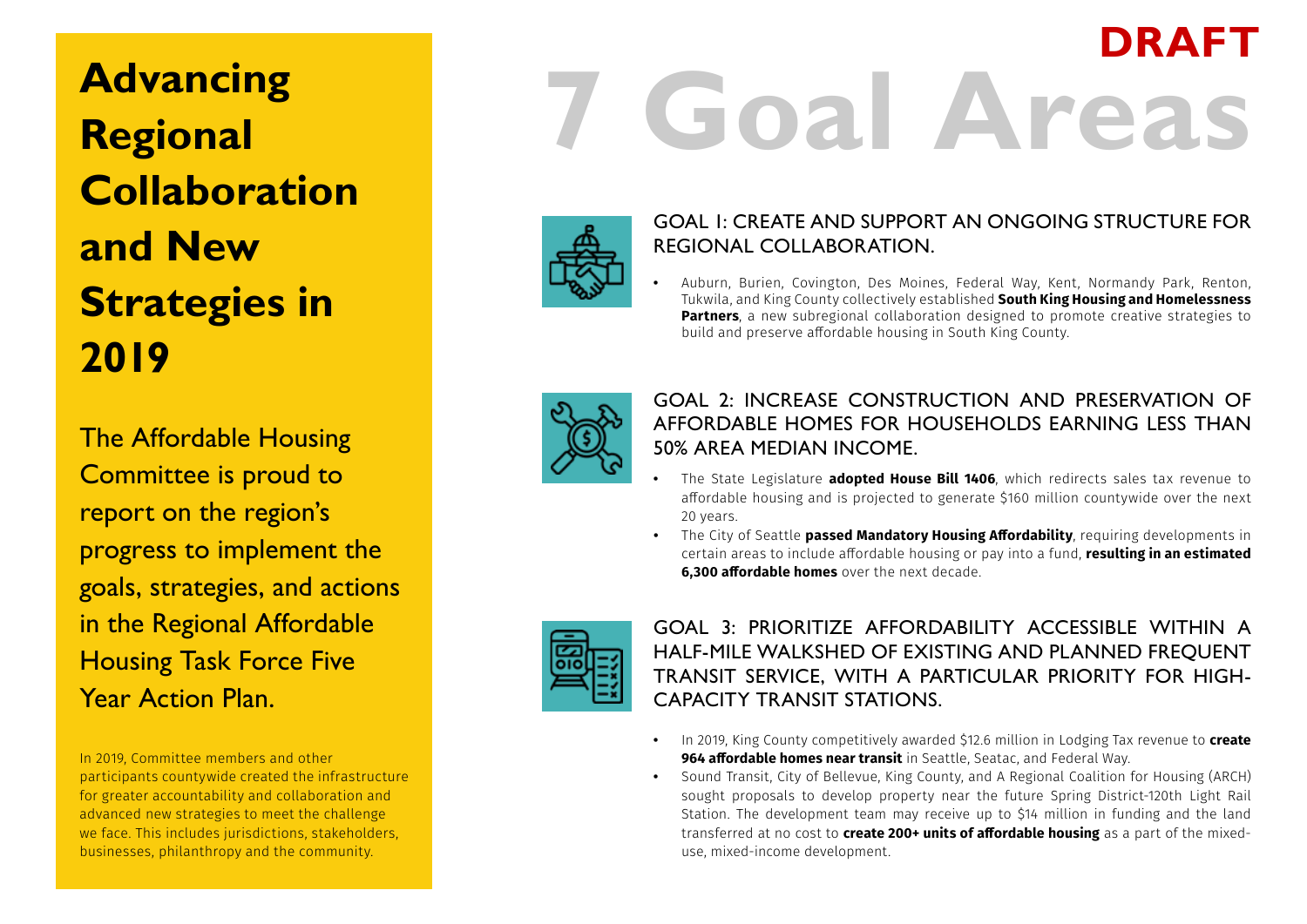# Advancing Regional Collaboration and New Strategies in 2019

The Affordable Housing Committee is proud to report on the region's progress to implement the goals, strategies, and actions in the Regional Affordable Housing Task Force Five Year Action Plan.

In 2019, Committee members and other participants countywide created the infrastructure for greater accountability and collaboration and advanced new strategies to meet the challenge we face. This includes jurisdictions, stakeholders, businesses, philanthropy and the community.

**DRAFT**

# 7 Goal Areas

## GOAL 1: CREATE AND SUPPORT AN ONGOING STRUCTURE FOR REGIONAL COLLABORATION.

- Auburn, Burien, Covington, Des Moines, Federal Way, Kent, Normandy Park, Renton, Tukwila, and King County collectively established **South King Housing and Homelessness Partners**, a new subregional collaboration designed to promote creative strategies to build and preserve affordable housing in South King County.

## GOAL 2: INCREASE CONSTRUCTION AND PRESERVATION OF AFFORDABLE HOMES FOR HOUSEHOLDS EARNING LESS THAN 50% AREA MEDIAN INCOME.

- The State Legislature **adopted House Bill 1406**, which redirects sales tax revenue to affordable housing and is projected to generate $160 million countywide over the next 20 years.
- The City of Seattle **passed Mandatory Housing Affordability**, requiring developments in certain areas to include affordable housing or pay into a fund, **resulting in an estimated 6,300 affordable homes** over the next decade.

## GOAL 3: PRIORITIZE AFFORDABILITY ACCESSIBLE WITHIN A HALF-MILE WALKSHED OF EXISTING AND PLANNED FREQUENT TRANSIT SERVICE, WITH A PARTICULAR PRIORITY FOR HIGH-CAPACITY TRANSIT STATIONS.

- In 2019, King County competitively awarded $12.6 million in Lodging Tax revenue to **create 964 affordable homes near transit** in Seattle, Seatac, and Federal Way.
- Sound Transit, City of Bellevue, King County, and A Regional Coalition for Housing (ARCH) sought proposals to develop property near the future Spring District-120th Light Rail Station. The development team may receive up to $14 million in funding and the land transferred at no cost to **create 200+ units of affordable housing** as a part of the mixed-use, mixed-income development.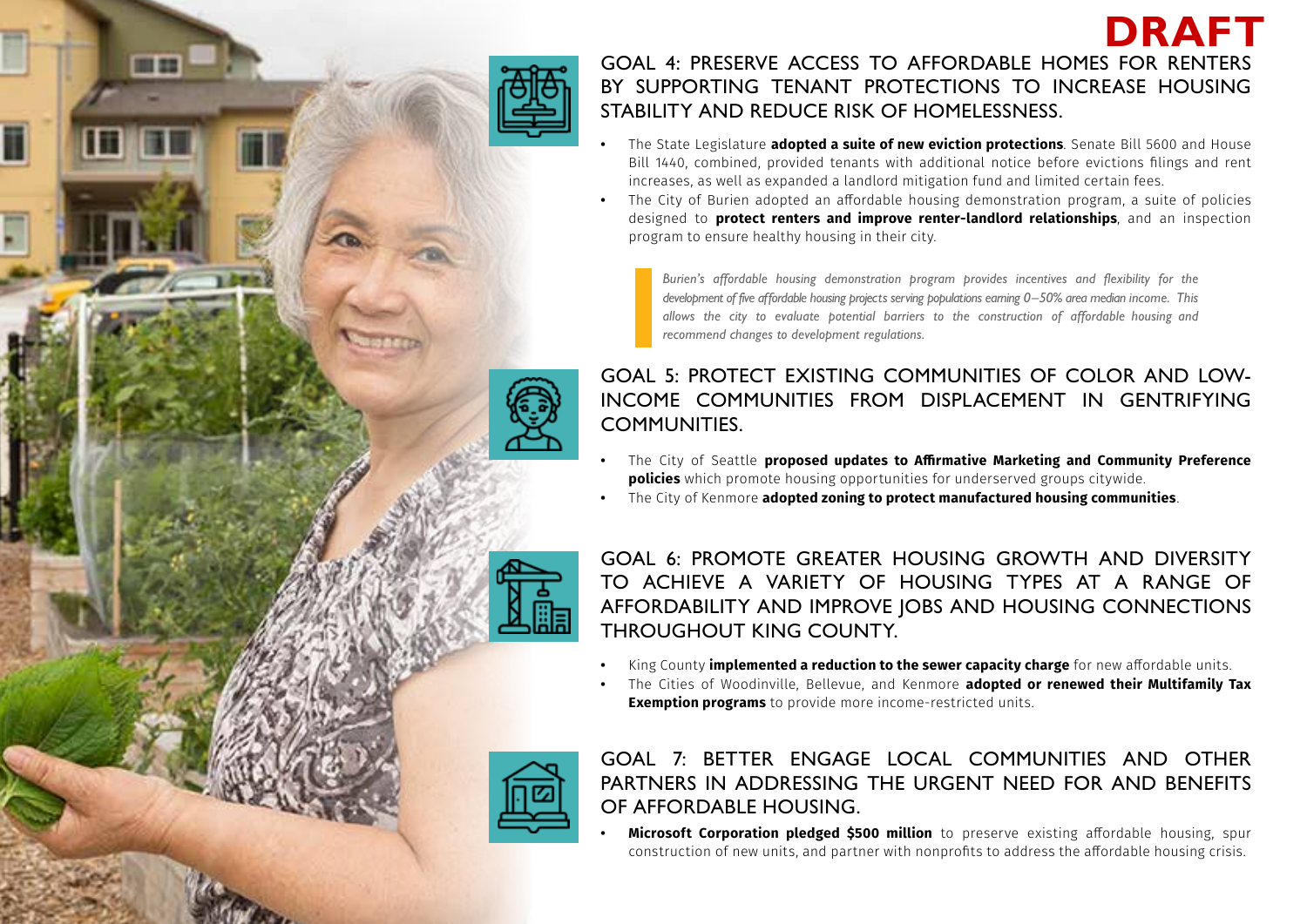DRAFT

## GOAL 4: PRESERVE ACCESS TO AFFORDABLE HOMES FOR RENTERS BY SUPPORTING TENANT PROTECTIONS TO INCREASE HOUSING STABILITY AND REDUCE RISK OF HOMELESSNESS.

- The State Legislature **adopted a suite of new eviction protections**. Senate Bill 5600 and House Bill 1440, combined, provided tenants with additional notice before evictions filings and rent increases, as well as expanded a landlord mitigation fund and limited certain fees.
- The City of Burien adopted an affordable housing demonstration program, a suite of policies designed to **protect renters and improve renter-landlord relationships**, and an inspection program to ensure healthy housing in their city.

> *Burien's affordable housing demonstration program provides incentives and flexibility for the development of five affordable housing projects serving populations earning 0–50% area median income. This allows the city to evaluate potential barriers to the construction of affordable housing and recommend changes to development regulations.*

## GOAL 5: PROTECT EXISTING COMMUNITIES OF COLOR AND LOW-INCOME COMMUNITIES FROM DISPLACEMENT IN GENTRIFYING COMMUNITIES.

- The City of Seattle **proposed updates to Affirmative Marketing and Community Preference policies** which promote housing opportunities for underserved groups citywide.
- The City of Kenmore **adopted zoning to protect manufactured housing communities**.

## GOAL 6: PROMOTE GREATER HOUSING GROWTH AND DIVERSITY TO ACHIEVE A VARIETY OF HOUSING TYPES AT A RANGE OF AFFORDABILITY AND IMPROVE JOBS AND HOUSING CONNECTIONS THROUGHOUT KING COUNTY.

- King County **implemented a reduction to the sewer capacity charge** for new affordable units.
- The Cities of Woodinville, Bellevue, and Kenmore **adopted or renewed their Multifamily Tax Exemption programs** to provide more income-restricted units.

## GOAL 7: BETTER ENGAGE LOCAL COMMUNITIES AND OTHER PARTNERS IN ADDRESSING THE URGENT NEED FOR AND BENEFITS OF AFFORDABLE HOUSING.

- **Microsoft Corporation pledged $500 million** to preserve existing affordable housing, spur construction of new units, and partner with nonprofits to address the affordable housing crisis.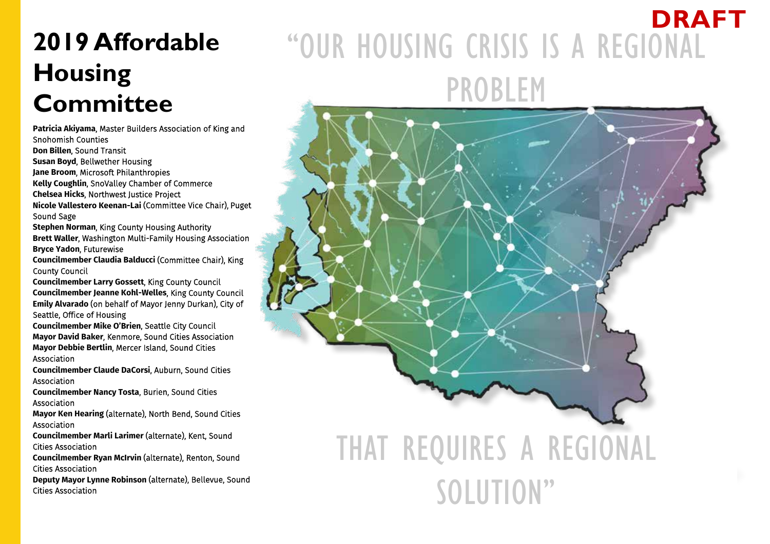DRAFT

# 2019 Affordable Housing Committee

**Patricia Akiyama**, Master Builders Association of King and Snohomish Counties
**Don Billen**, Sound Transit
**Susan Boyd**, Bellwether Housing
**Jane Broom**, Microsoft Philanthropies
**Kelly Coughlin**, SnoValley Chamber of Commerce
**Chelsea Hicks**, Northwest Justice Project
**Nicole Vallestero Keenan-Lai** (Committee Vice Chair), Puget Sound Sage
**Stephen Norman**, King County Housing Authority
**Brett Waller**, Washington Multi-Family Housing Association
**Bryce Yadon**, Futurewise
**Councilmember Claudia Balducci** (Committee Chair), King County Council
**Councilmember Larry Gossett**, King County Council
**Councilmember Jeanne Kohl-Welles**, King County Council
**Emily Alvarado** (on behalf of Mayor Jenny Durkan), City of Seattle, Office of Housing
**Councilmember Mike O'Brien**, Seattle City Council
**Mayor David Baker**, Kenmore, Sound Cities Association
**Mayor Debbie Bertlin**, Mercer Island, Sound Cities Association
**Councilmember Claude DaCorsi**, Auburn, Sound Cities Association
**Councilmember Nancy Tosta**, Burien, Sound Cities Association
**Mayor Ken Hearing** (alternate), North Bend, Sound Cities Association
**Councilmember Marli Larimer** (alternate), Kent, Sound Cities Association
**Councilmember Ryan McIrvin** (alternate), Renton, Sound Cities Association
**Deputy Mayor Lynne Robinson** (alternate), Bellevue, Sound Cities Association

"OUR HOUSING CRISIS IS A REGIONAL PROBLEM THAT REQUIRES A REGIONAL SOLUTION"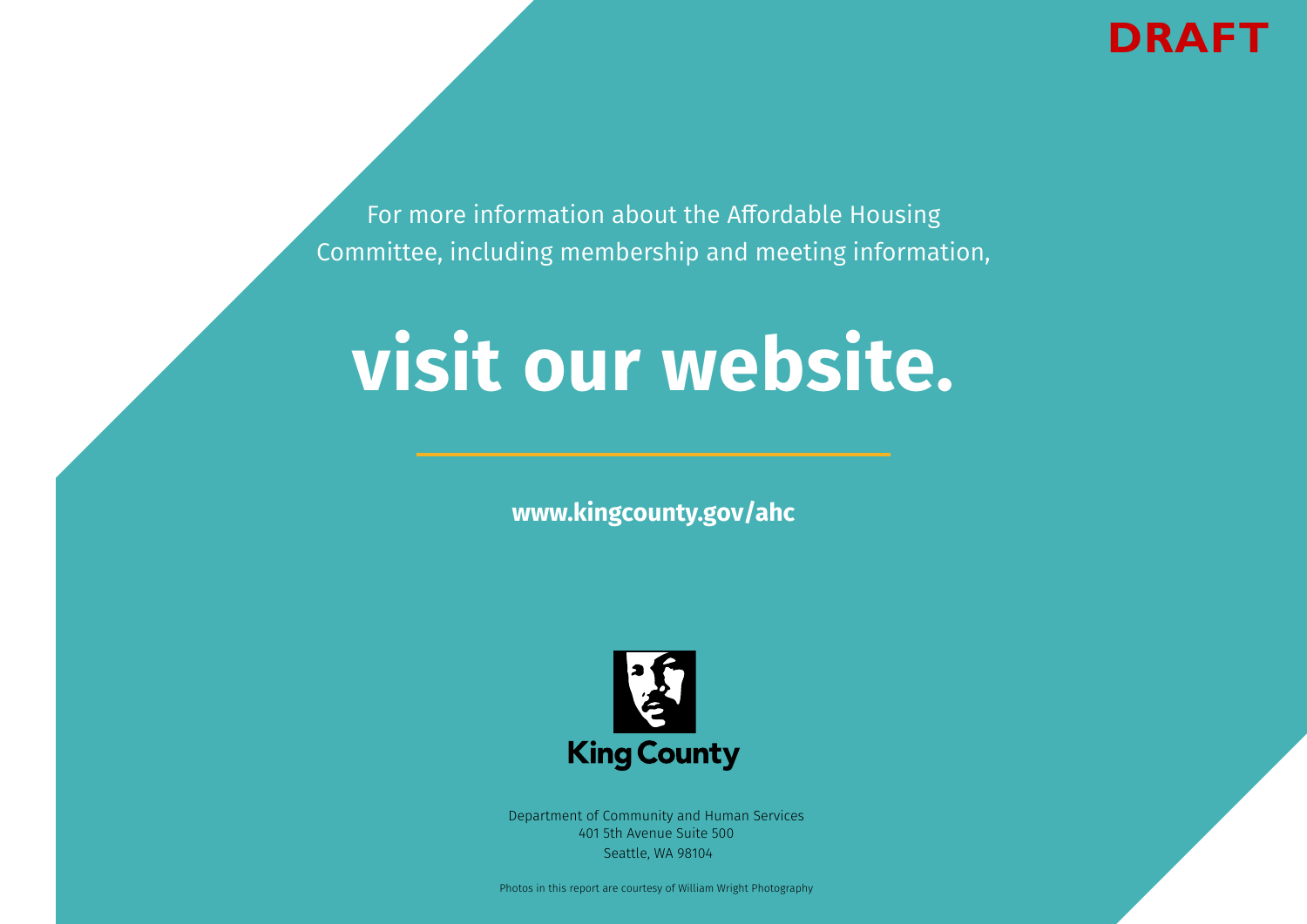DRAFT

For more information about the Affordable Housing Committee, including membership and meeting information,

# visit our website.

**www.kingcounty.gov/ahc**

King County

Department of Community and Human Services
401 5th Avenue Suite 500
Seattle, WA 98104

Photos in this report are courtesy of William Wright Photography